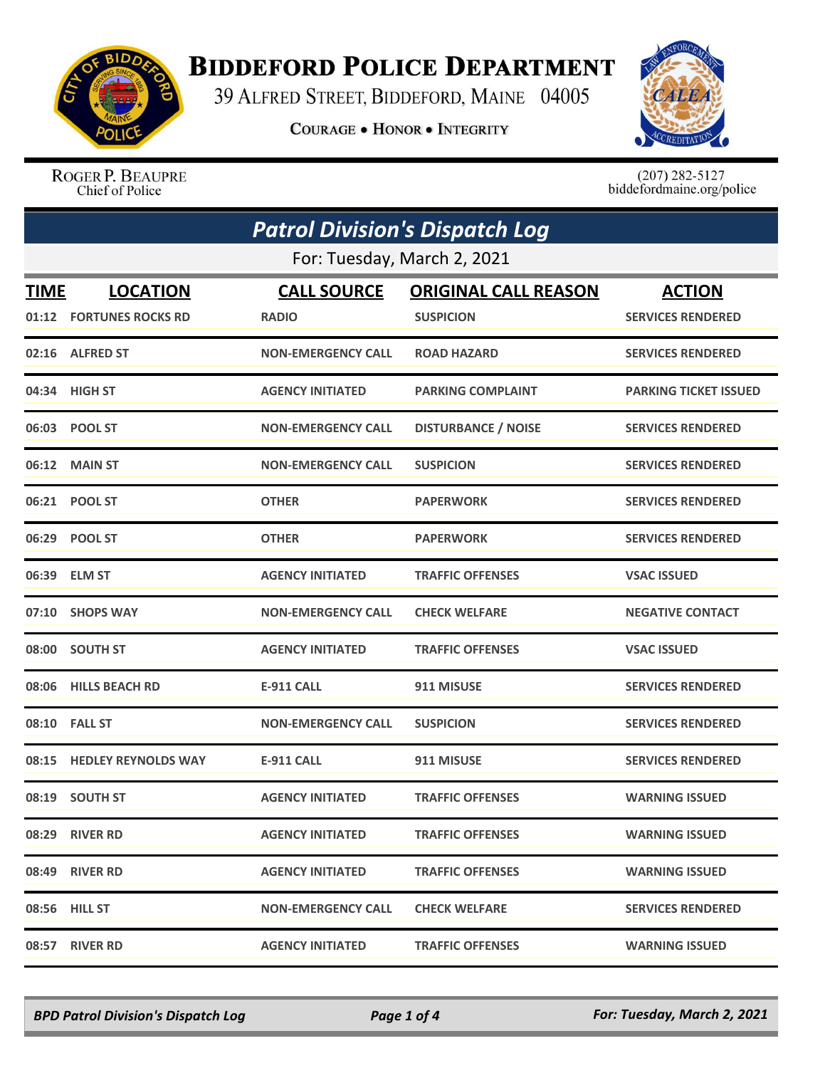# Biddeford Police Department

39 Alfred Street, Biddeford, Maine 04005

Courage • Honor • Integrity

Roger P. Beaupre
Chief of Police

(207) 282-5127
biddefordmaine.org/police

## *Patrol Division's Dispatch Log*

For: Tuesday, March 2, 2021

| TIME | LOCATION | CALL SOURCE | ORIGINAL CALL REASON | ACTION |
|---|---|---|---|---|
| 01:12 | FORTUNES ROCKS RD | RADIO | SUSPICION | SERVICES RENDERED |
| 02:16 | ALFRED ST | NON-EMERGENCY CALL | ROAD HAZARD | SERVICES RENDERED |
| 04:34 | HIGH ST | AGENCY INITIATED | PARKING COMPLAINT | PARKING TICKET ISSUED |
| 06:03 | POOL ST | NON-EMERGENCY CALL | DISTURBANCE / NOISE | SERVICES RENDERED |
| 06:12 | MAIN ST | NON-EMERGENCY CALL | SUSPICION | SERVICES RENDERED |
| 06:21 | POOL ST | OTHER | PAPERWORK | SERVICES RENDERED |
| 06:29 | POOL ST | OTHER | PAPERWORK | SERVICES RENDERED |
| 06:39 | ELM ST | AGENCY INITIATED | TRAFFIC OFFENSES | VSAC ISSUED |
| 07:10 | SHOPS WAY | NON-EMERGENCY CALL | CHECK WELFARE | NEGATIVE CONTACT |
| 08:00 | SOUTH ST | AGENCY INITIATED | TRAFFIC OFFENSES | VSAC ISSUED |
| 08:06 | HILLS BEACH RD | E-911 CALL | 911 MISUSE | SERVICES RENDERED |
| 08:10 | FALL ST | NON-EMERGENCY CALL | SUSPICION | SERVICES RENDERED |
| 08:15 | HEDLEY REYNOLDS WAY | E-911 CALL | 911 MISUSE | SERVICES RENDERED |
| 08:19 | SOUTH ST | AGENCY INITIATED | TRAFFIC OFFENSES | WARNING ISSUED |
| 08:29 | RIVER RD | AGENCY INITIATED | TRAFFIC OFFENSES | WARNING ISSUED |
| 08:49 | RIVER RD | AGENCY INITIATED | TRAFFIC OFFENSES | WARNING ISSUED |
| 08:56 | HILL ST | NON-EMERGENCY CALL | CHECK WELFARE | SERVICES RENDERED |
| 08:57 | RIVER RD | AGENCY INITIATED | TRAFFIC OFFENSES | WARNING ISSUED |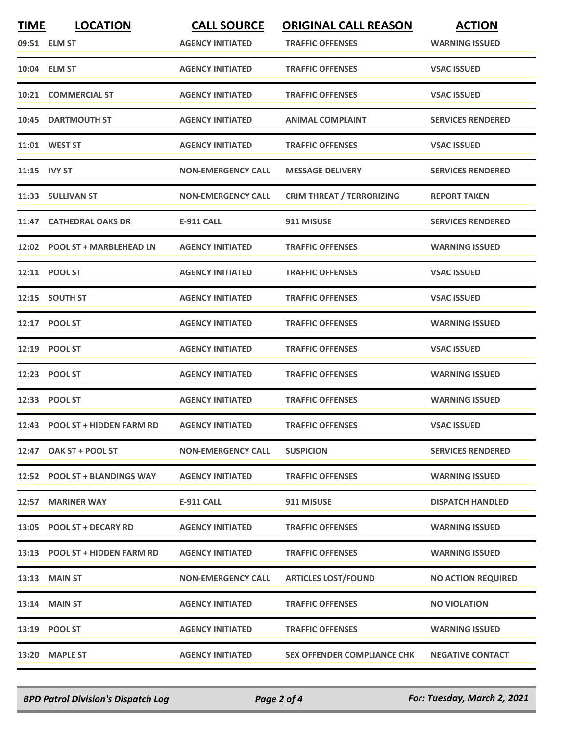| TIME | LOCATION | CALL SOURCE | ORIGINAL CALL REASON | ACTION |
|---|---|---|---|---|
| 09:51 | ELM ST | AGENCY INITIATED | TRAFFIC OFFENSES | WARNING ISSUED |
| 10:04 | ELM ST | AGENCY INITIATED | TRAFFIC OFFENSES | VSAC ISSUED |
| 10:21 | COMMERCIAL ST | AGENCY INITIATED | TRAFFIC OFFENSES | VSAC ISSUED |
| 10:45 | DARTMOUTH ST | AGENCY INITIATED | ANIMAL COMPLAINT | SERVICES RENDERED |
| 11:01 | WEST ST | AGENCY INITIATED | TRAFFIC OFFENSES | VSAC ISSUED |
| 11:15 | IVY ST | NON-EMERGENCY CALL | MESSAGE DELIVERY | SERVICES RENDERED |
| 11:33 | SULLIVAN ST | NON-EMERGENCY CALL | CRIM THREAT / TERRORIZING | REPORT TAKEN |
| 11:47 | CATHEDRAL OAKS DR | E-911 CALL | 911 MISUSE | SERVICES RENDERED |
| 12:02 | POOL ST + MARBLEHEAD LN | AGENCY INITIATED | TRAFFIC OFFENSES | WARNING ISSUED |
| 12:11 | POOL ST | AGENCY INITIATED | TRAFFIC OFFENSES | VSAC ISSUED |
| 12:15 | SOUTH ST | AGENCY INITIATED | TRAFFIC OFFENSES | VSAC ISSUED |
| 12:17 | POOL ST | AGENCY INITIATED | TRAFFIC OFFENSES | WARNING ISSUED |
| 12:19 | POOL ST | AGENCY INITIATED | TRAFFIC OFFENSES | VSAC ISSUED |
| 12:23 | POOL ST | AGENCY INITIATED | TRAFFIC OFFENSES | WARNING ISSUED |
| 12:33 | POOL ST | AGENCY INITIATED | TRAFFIC OFFENSES | WARNING ISSUED |
| 12:43 | POOL ST + HIDDEN FARM RD | AGENCY INITIATED | TRAFFIC OFFENSES | VSAC ISSUED |
| 12:47 | OAK ST + POOL ST | NON-EMERGENCY CALL | SUSPICION | SERVICES RENDERED |
| 12:52 | POOL ST + BLANDINGS WAY | AGENCY INITIATED | TRAFFIC OFFENSES | WARNING ISSUED |
| 12:57 | MARINER WAY | E-911 CALL | 911 MISUSE | DISPATCH HANDLED |
| 13:05 | POOL ST + DECARY RD | AGENCY INITIATED | TRAFFIC OFFENSES | WARNING ISSUED |
| 13:13 | POOL ST + HIDDEN FARM RD | AGENCY INITIATED | TRAFFIC OFFENSES | WARNING ISSUED |
| 13:13 | MAIN ST | NON-EMERGENCY CALL | ARTICLES LOST/FOUND | NO ACTION REQUIRED |
| 13:14 | MAIN ST | AGENCY INITIATED | TRAFFIC OFFENSES | NO VIOLATION |
| 13:19 | POOL ST | AGENCY INITIATED | TRAFFIC OFFENSES | WARNING ISSUED |
| 13:20 | MAPLE ST | AGENCY INITIATED | SEX OFFENDER COMPLIANCE CHK | NEGATIVE CONTACT |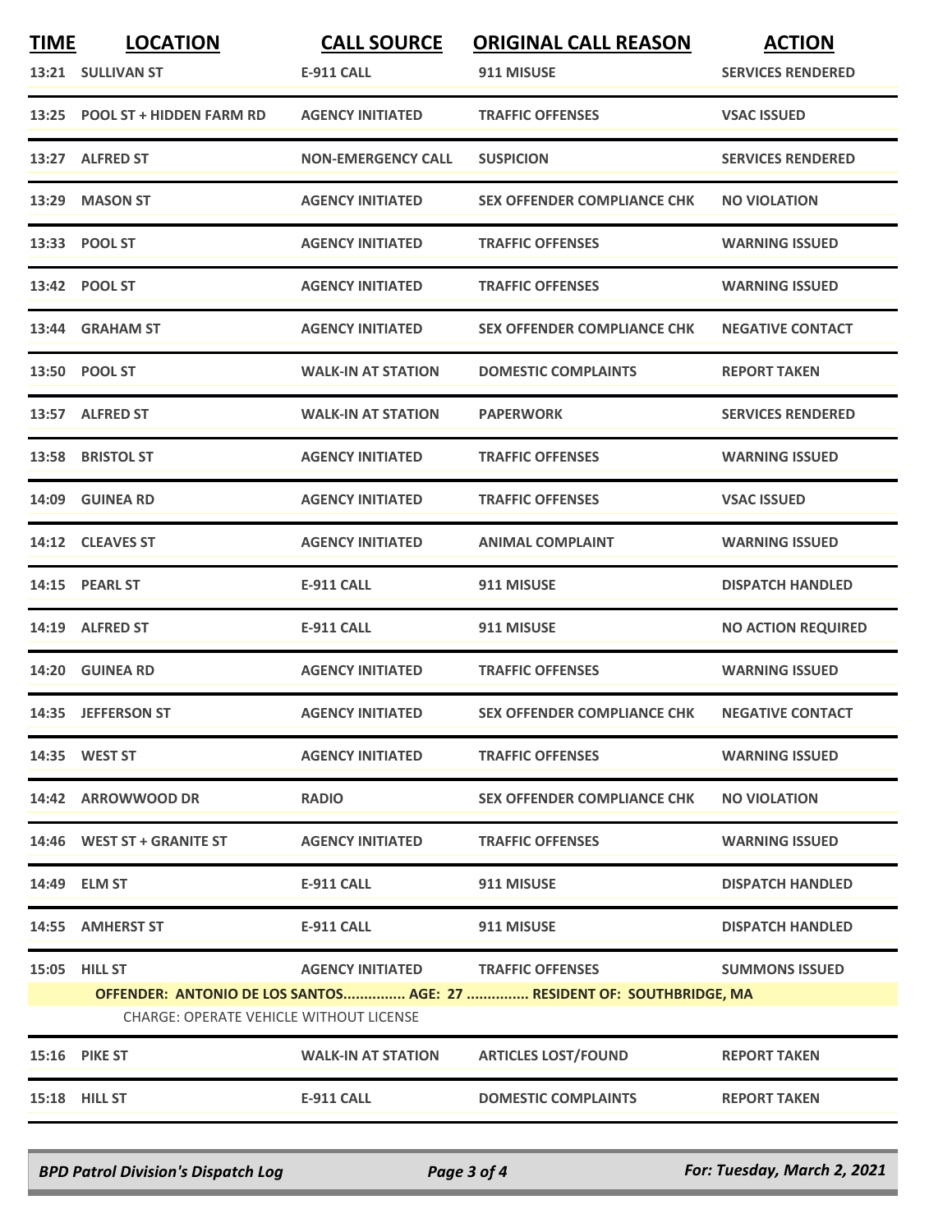| TIME | LOCATION | CALL SOURCE | ORIGINAL CALL REASON | ACTION |
|---|---|---|---|---|
| 13:21 | SULLIVAN ST | E-911 CALL | 911 MISUSE | SERVICES RENDERED |
| 13:25 | POOL ST + HIDDEN FARM RD | AGENCY INITIATED | TRAFFIC OFFENSES | VSAC ISSUED |
| 13:27 | ALFRED ST | NON-EMERGENCY CALL | SUSPICION | SERVICES RENDERED |
| 13:29 | MASON ST | AGENCY INITIATED | SEX OFFENDER COMPLIANCE CHK | NO VIOLATION |
| 13:33 | POOL ST | AGENCY INITIATED | TRAFFIC OFFENSES | WARNING ISSUED |
| 13:42 | POOL ST | AGENCY INITIATED | TRAFFIC OFFENSES | WARNING ISSUED |
| 13:44 | GRAHAM ST | AGENCY INITIATED | SEX OFFENDER COMPLIANCE CHK | NEGATIVE CONTACT |
| 13:50 | POOL ST | WALK-IN AT STATION | DOMESTIC COMPLAINTS | REPORT TAKEN |
| 13:57 | ALFRED ST | WALK-IN AT STATION | PAPERWORK | SERVICES RENDERED |
| 13:58 | BRISTOL ST | AGENCY INITIATED | TRAFFIC OFFENSES | WARNING ISSUED |
| 14:09 | GUINEA RD | AGENCY INITIATED | TRAFFIC OFFENSES | VSAC ISSUED |
| 14:12 | CLEAVES ST | AGENCY INITIATED | ANIMAL COMPLAINT | WARNING ISSUED |
| 14:15 | PEARL ST | E-911 CALL | 911 MISUSE | DISPATCH HANDLED |
| 14:19 | ALFRED ST | E-911 CALL | 911 MISUSE | NO ACTION REQUIRED |
| 14:20 | GUINEA RD | AGENCY INITIATED | TRAFFIC OFFENSES | WARNING ISSUED |
| 14:35 | JEFFERSON ST | AGENCY INITIATED | SEX OFFENDER COMPLIANCE CHK | NEGATIVE CONTACT |
| 14:35 | WEST ST | AGENCY INITIATED | TRAFFIC OFFENSES | WARNING ISSUED |
| 14:42 | ARROWWOOD DR | RADIO | SEX OFFENDER COMPLIANCE CHK | NO VIOLATION |
| 14:46 | WEST ST + GRANITE ST | AGENCY INITIATED | TRAFFIC OFFENSES | WARNING ISSUED |
| 14:49 | ELM ST | E-911 CALL | 911 MISUSE | DISPATCH HANDLED |
| 14:55 | AMHERST ST | E-911 CALL | 911 MISUSE | DISPATCH HANDLED |
| 15:05 | HILL ST | AGENCY INITIATED | TRAFFIC OFFENSES | SUMMONS ISSUED |
| | OFFENDER: ANTONIO DE LOS SANTOS............... AGE: 27 ............... RESIDENT OF: SOUTHBRIDGE, MA | | | |
| | CHARGE: OPERATE VEHICLE WITHOUT LICENSE | | | |
| 15:16 | PIKE ST | WALK-IN AT STATION | ARTICLES LOST/FOUND | REPORT TAKEN |
| 15:18 | HILL ST | E-911 CALL | DOMESTIC COMPLAINTS | REPORT TAKEN |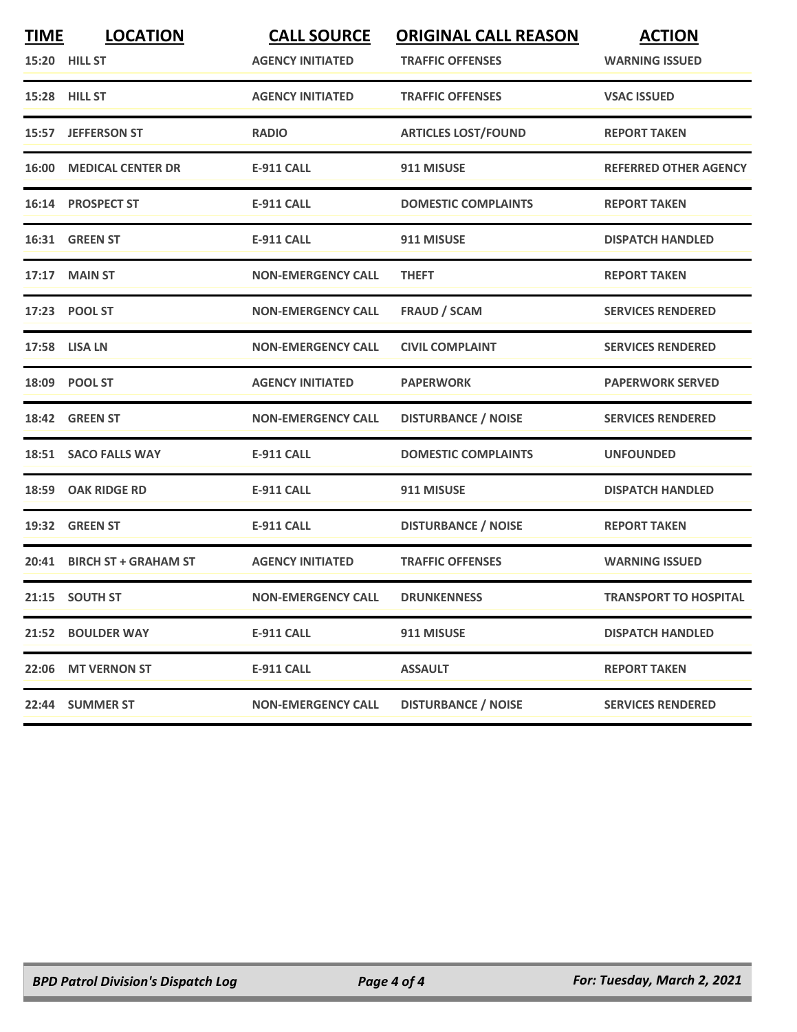| TIME | LOCATION | CALL SOURCE | ORIGINAL CALL REASON | ACTION |
| --- | --- | --- | --- | --- |
| 15:20 | HILL ST | AGENCY INITIATED | TRAFFIC OFFENSES | WARNING ISSUED |
| 15:28 | HILL ST | AGENCY INITIATED | TRAFFIC OFFENSES | VSAC ISSUED |
| 15:57 | JEFFERSON ST | RADIO | ARTICLES LOST/FOUND | REPORT TAKEN |
| 16:00 | MEDICAL CENTER DR | E-911 CALL | 911 MISUSE | REFERRED OTHER AGENCY |
| 16:14 | PROSPECT ST | E-911 CALL | DOMESTIC COMPLAINTS | REPORT TAKEN |
| 16:31 | GREEN ST | E-911 CALL | 911 MISUSE | DISPATCH HANDLED |
| 17:17 | MAIN ST | NON-EMERGENCY CALL | THEFT | REPORT TAKEN |
| 17:23 | POOL ST | NON-EMERGENCY CALL | FRAUD / SCAM | SERVICES RENDERED |
| 17:58 | LISA LN | NON-EMERGENCY CALL | CIVIL COMPLAINT | SERVICES RENDERED |
| 18:09 | POOL ST | AGENCY INITIATED | PAPERWORK | PAPERWORK SERVED |
| 18:42 | GREEN ST | NON-EMERGENCY CALL | DISTURBANCE / NOISE | SERVICES RENDERED |
| 18:51 | SACO FALLS WAY | E-911 CALL | DOMESTIC COMPLAINTS | UNFOUNDED |
| 18:59 | OAK RIDGE RD | E-911 CALL | 911 MISUSE | DISPATCH HANDLED |
| 19:32 | GREEN ST | E-911 CALL | DISTURBANCE / NOISE | REPORT TAKEN |
| 20:41 | BIRCH ST + GRAHAM ST | AGENCY INITIATED | TRAFFIC OFFENSES | WARNING ISSUED |
| 21:15 | SOUTH ST | NON-EMERGENCY CALL | DRUNKENNESS | TRANSPORT TO HOSPITAL |
| 21:52 | BOULDER WAY | E-911 CALL | 911 MISUSE | DISPATCH HANDLED |
| 22:06 | MT VERNON ST | E-911 CALL | ASSAULT | REPORT TAKEN |
| 22:44 | SUMMER ST | NON-EMERGENCY CALL | DISTURBANCE / NOISE | SERVICES RENDERED |